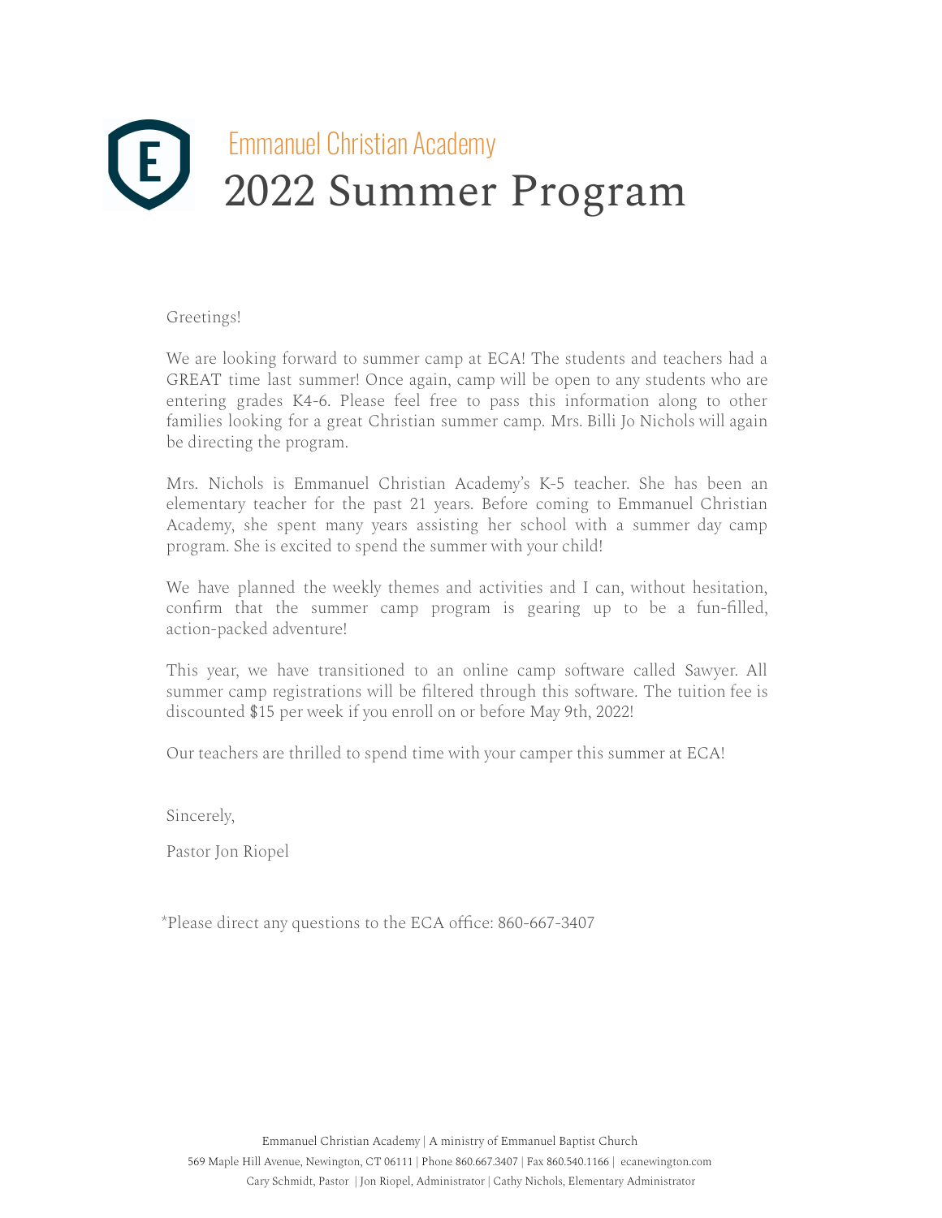Emmanuel Christian Academy

# 2022 Summer Program

Greetings!

We are looking forward to summer camp at ECA! The students and teachers had a GREAT time last summer! Once again, camp will be open to any students who are entering grades K4-6. Please feel free to pass this information along to other families looking for a great Christian summer camp. Mrs. Billi Jo Nichols will again be directing the program.

Mrs. Nichols is Emmanuel Christian Academy's K-5 teacher. She has been an elementary teacher for the past 21 years. Before coming to Emmanuel Christian Academy, she spent many years assisting her school with a summer day camp program. She is excited to spend the summer with your child!

We have planned the weekly themes and activities and I can, without hesitation, confirm that the summer camp program is gearing up to be a fun-filled, action-packed adventure!

This year, we have transitioned to an online camp software called Sawyer. All summer camp registrations will be filtered through this software. The tuition fee is discounted $15 per week if you enroll on or before May 9th, 2022!

Our teachers are thrilled to spend time with your camper this summer at ECA!

Sincerely,

Pastor Jon Riopel

*Please direct any questions to the ECA office: 860-667-3407

Emmanuel Christian Academy | A ministry of Emmanuel Baptist Church
569 Maple Hill Avenue, Newington, CT 06111 | Phone 860.667.3407 | Fax 860.540.1166 | ecanewington.com
Cary Schmidt, Pastor | Jon Riopel, Administrator | Cathy Nichols, Elementary Administrator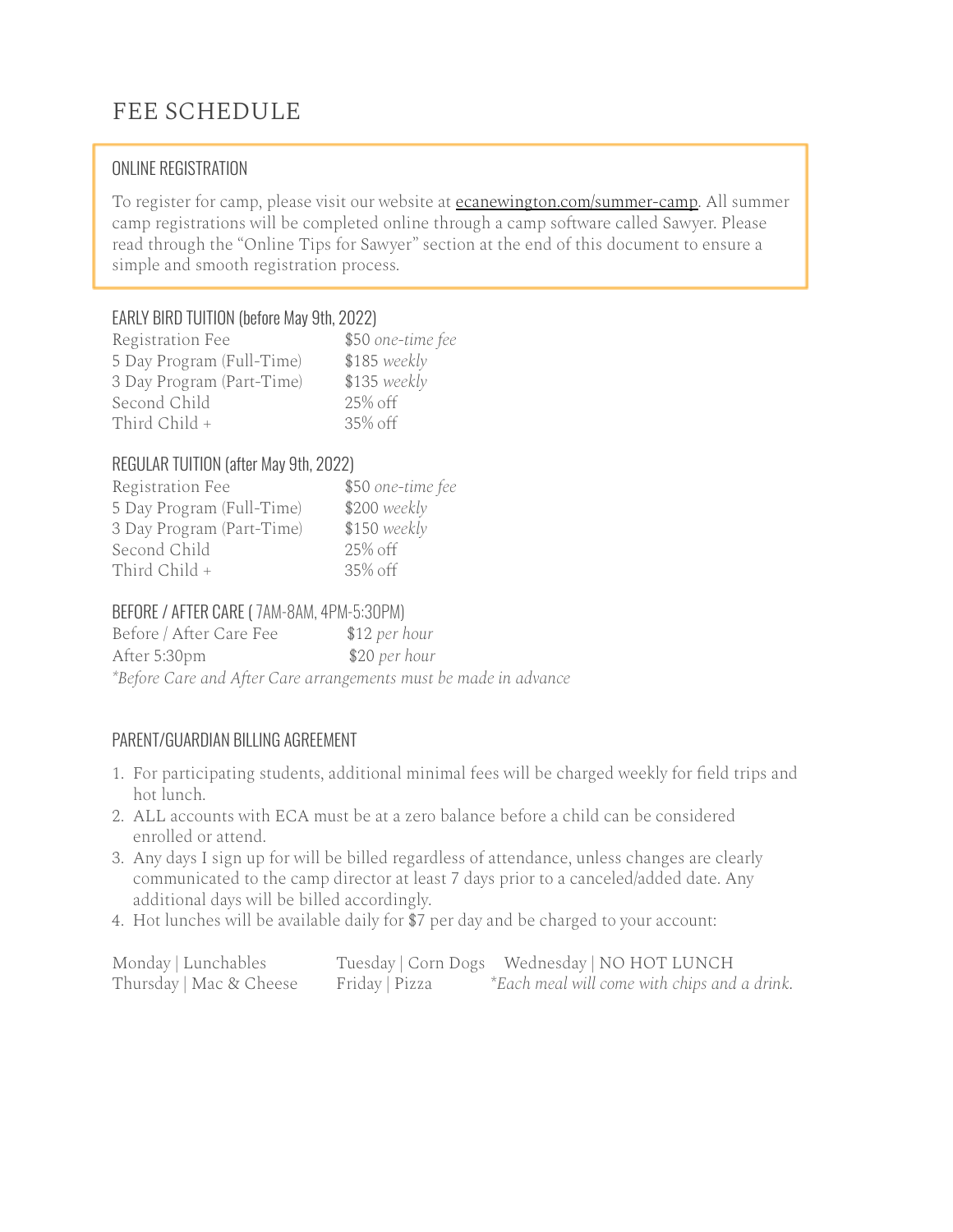# FEE SCHEDULE

## ONLINE REGISTRATION

To register for camp, please visit our website at ecanewington.com/summer-camp. All summer camp registrations will be completed online through a camp software called Sawyer. Please read through the "Online Tips for Sawyer" section at the end of this document to ensure a simple and smooth registration process.

## EARLY BIRD TUITION (before May 9th, 2022)

| | |
|---|---|
| Registration Fee | $50 *one-time fee* |
| 5 Day Program (Full-Time) | $185 *weekly* |
| 3 Day Program (Part-Time) | $135 *weekly* |
| Second Child | 25% off |
| Third Child + | 35% off |

## REGULAR TUITION (after May 9th, 2022)

| | |
|---|---|
| Registration Fee | $50 *one-time fee* |
| 5 Day Program (Full-Time) | $200 *weekly* |
| 3 Day Program (Part-Time) | $150 *weekly* |
| Second Child | 25% off |
| Third Child + | 35% off |

## BEFORE / AFTER CARE ( 7AM-8AM, 4PM-5:30PM)

| | |
|---|---|
| Before / After Care Fee | $12 *per hour* |
| After 5:30pm | $20 *per hour* |

*\*Before Care and After Care arrangements must be made in advance*

## PARENT/GUARDIAN BILLING AGREEMENT

1. For participating students, additional minimal fees will be charged weekly for field trips and hot lunch.
2. ALL accounts with ECA must be at a zero balance before a child can be considered enrolled or attend.
3. Any days I sign up for will be billed regardless of attendance, unless changes are clearly communicated to the camp director at least 7 days prior to a canceled/added date. Any additional days will be billed accordingly.
4. Hot lunches will be available daily for $7 per day and be charged to your account:

Monday | Lunchables
Tuesday | Corn Dogs
Wednesday | NO HOT LUNCH
Thursday | Mac & Cheese
Friday | Pizza

*\*Each meal will come with chips and a drink.*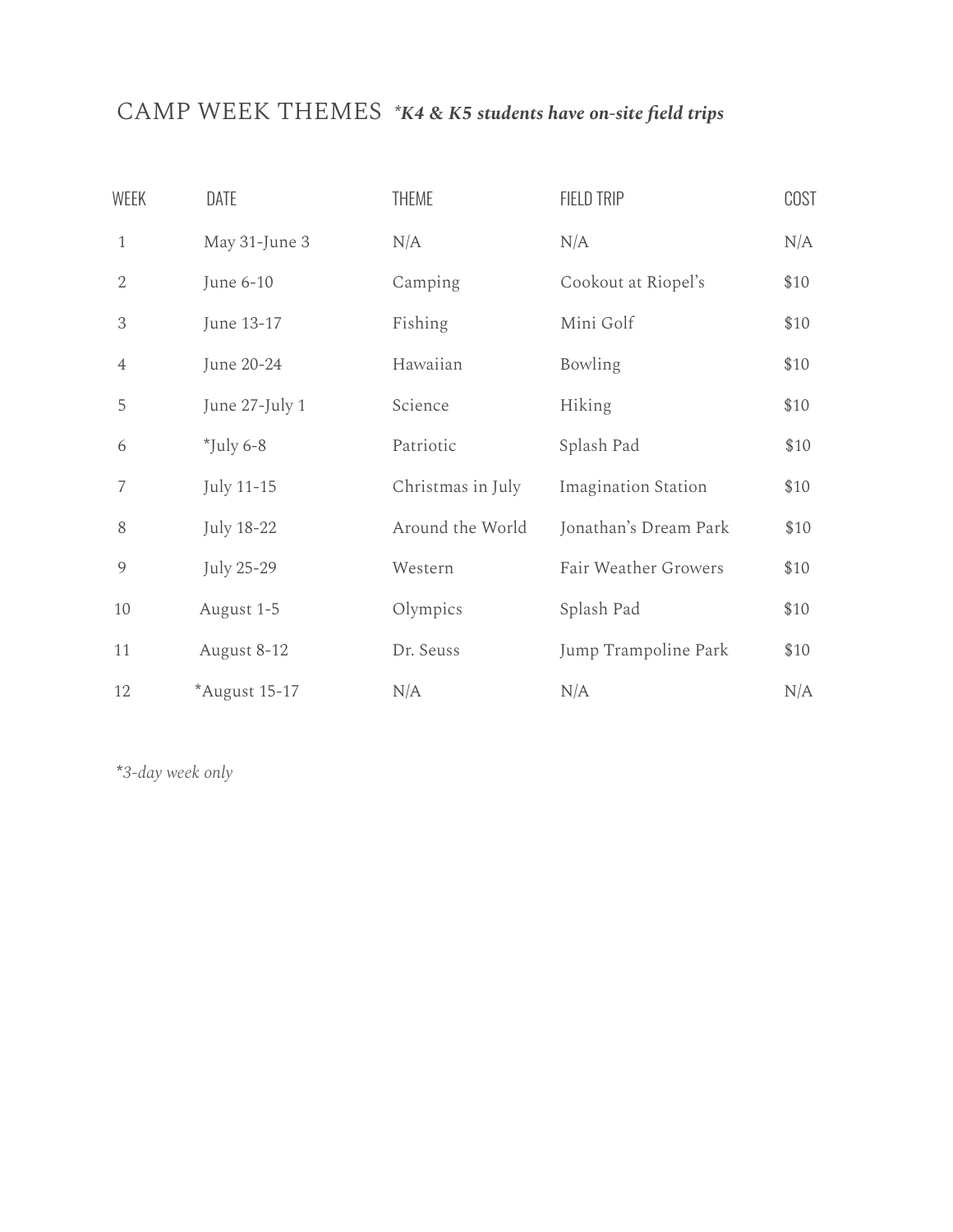## CAMP WEEK THEMES ***\*K4 & K5 students have on-site field trips***

| WEEK | DATE | THEME | FIELD TRIP | COST |
|---|---|---|---|---|
| 1 | May 31-June 3 | N/A | N/A | N/A |
| 2 | June 6-10 | Camping | Cookout at Riopel's | $10 |
| 3 | June 13-17 | Fishing | Mini Golf | $10 |
| 4 | June 20-24 | Hawaiian | Bowling | $10 |
| 5 | June 27-July 1 | Science | Hiking | $10 |
| 6 | *July 6-8 | Patriotic | Splash Pad | $10 |
| 7 | July 11-15 | Christmas in July | Imagination Station | $10 |
| 8 | July 18-22 | Around the World | Jonathan's Dream Park | $10 |
| 9 | July 25-29 | Western | Fair Weather Growers | $10 |
| 10 | August 1-5 | Olympics | Splash Pad | $10 |
| 11 | August 8-12 | Dr. Seuss | Jump Trampoline Park | $10 |
| 12 | *August 15-17 | N/A | N/A | N/A |

**3-day week only*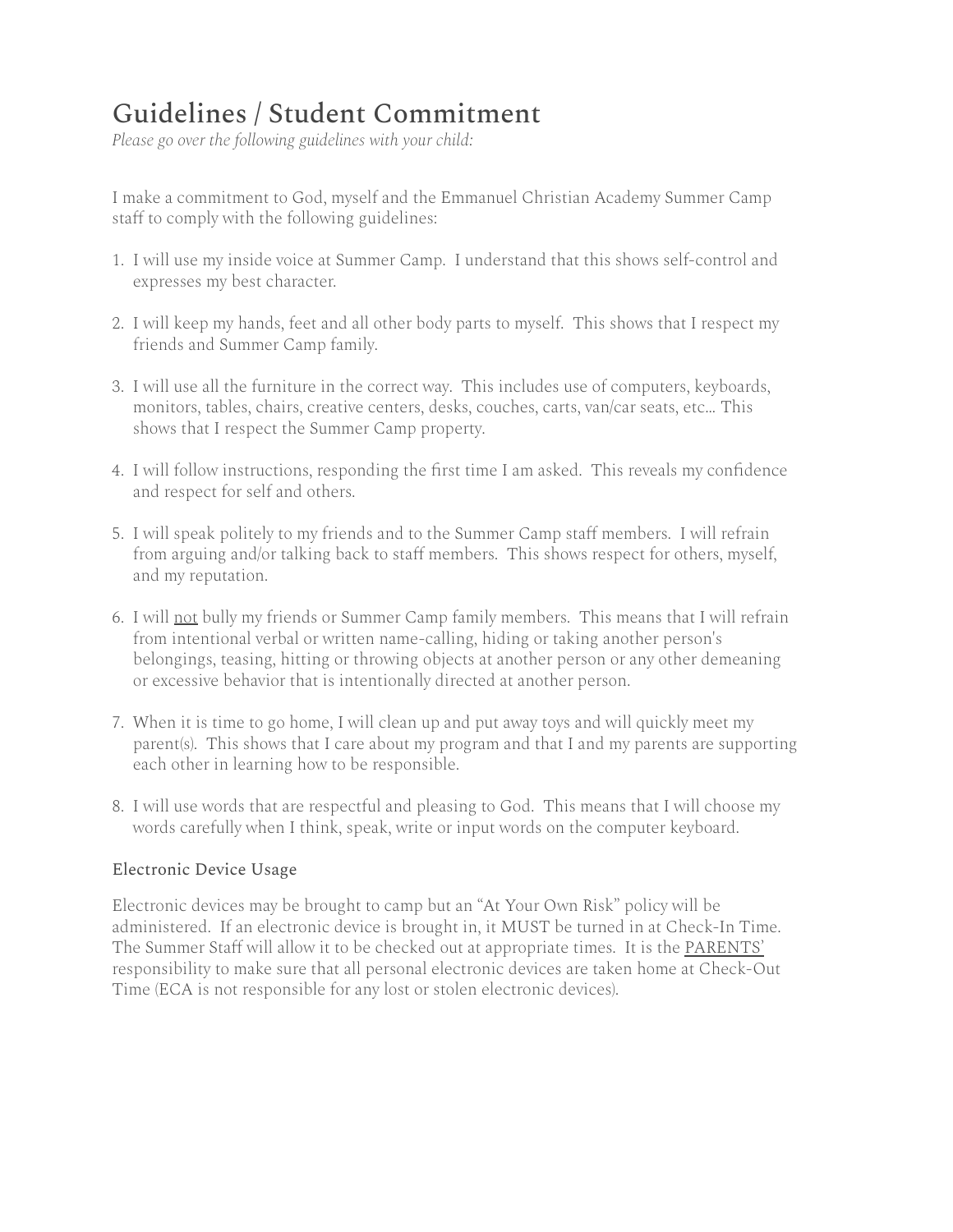# Guidelines / Student Commitment

*Please go over the following guidelines with your child:*

I make a commitment to God, myself and the Emmanuel Christian Academy Summer Camp staff to comply with the following guidelines:

1. I will use my inside voice at Summer Camp. I understand that this shows self-control and expresses my best character.

2. I will keep my hands, feet and all other body parts to myself. This shows that I respect my friends and Summer Camp family.

3. I will use all the furniture in the correct way. This includes use of computers, keyboards, monitors, tables, chairs, creative centers, desks, couches, carts, van/car seats, etc... This shows that I respect the Summer Camp property.

4. I will follow instructions, responding the first time I am asked. This reveals my confidence and respect for self and others.

5. I will speak politely to my friends and to the Summer Camp staff members. I will refrain from arguing and/or talking back to staff members. This shows respect for others, myself, and my reputation.

6. I will <u>not</u> bully my friends or Summer Camp family members. This means that I will refrain from intentional verbal or written name-calling, hiding or taking another person's belongings, teasing, hitting or throwing objects at another person or any other demeaning or excessive behavior that is intentionally directed at another person.

7. When it is time to go home, I will clean up and put away toys and will quickly meet my parent(s). This shows that I care about my program and that I and my parents are supporting each other in learning how to be responsible.

8. I will use words that are respectful and pleasing to God. This means that I will choose my words carefully when I think, speak, write or input words on the computer keyboard.

### Electronic Device Usage

Electronic devices may be brought to camp but an "At Your Own Risk" policy will be administered. If an electronic device is brought in, it MUST be turned in at Check-In Time. The Summer Staff will allow it to be checked out at appropriate times. It is the <u>PARENTS'</u> responsibility to make sure that all personal electronic devices are taken home at Check-Out Time (ECA is not responsible for any lost or stolen electronic devices).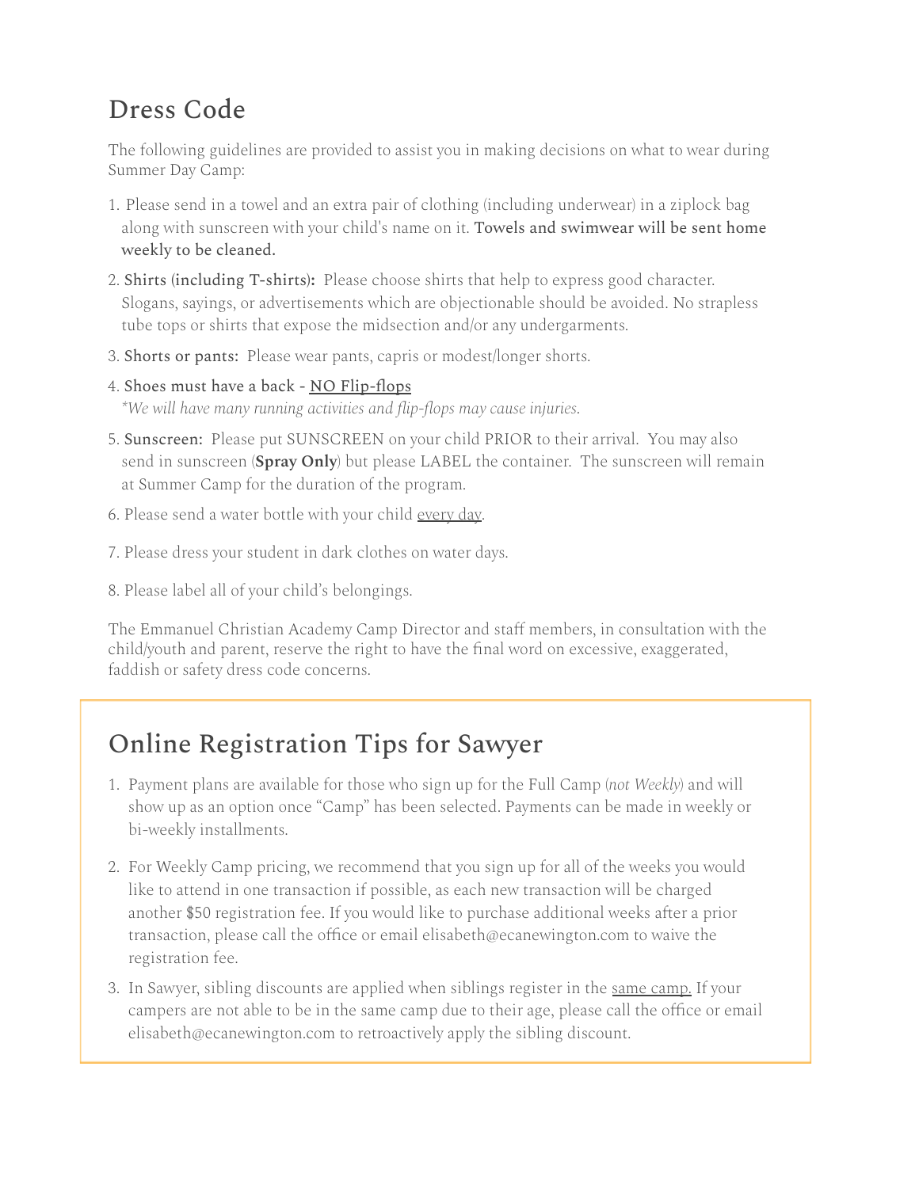## Dress Code

The following guidelines are provided to assist you in making decisions on what to wear during Summer Day Camp:

1. Please send in a towel and an extra pair of clothing (including underwear) in a ziplock bag along with sunscreen with your child's name on it. Towels and swimwear will be sent home weekly to be cleaned.
2. Shirts (including T-shirts): Please choose shirts that help to express good character. Slogans, sayings, or advertisements which are objectionable should be avoided. No strapless tube tops or shirts that expose the midsection and/or any undergarments.
3. Shorts or pants: Please wear pants, capris or modest/longer shorts.
4. Shoes must have a back - NO Flip-flops
   *\*We will have many running activities and flip-flops may cause injuries.*
5. Sunscreen: Please put SUNSCREEN on your child PRIOR to their arrival. You may also send in sunscreen (**Spray Only**) but please LABEL the container. The sunscreen will remain at Summer Camp for the duration of the program.
6. Please send a water bottle with your child every day.
7. Please dress your student in dark clothes on water days.
8. Please label all of your child's belongings.

The Emmanuel Christian Academy Camp Director and staff members, in consultation with the child/youth and parent, reserve the right to have the final word on excessive, exaggerated, faddish or safety dress code concerns.

## Online Registration Tips for Sawyer

1. Payment plans are available for those who sign up for the Full Camp (*not Weekly*) and will show up as an option once "Camp" has been selected. Payments can be made in weekly or bi-weekly installments.
2. For Weekly Camp pricing, we recommend that you sign up for all of the weeks you would like to attend in one transaction if possible, as each new transaction will be charged another $50 registration fee. If you would like to purchase additional weeks after a prior transaction, please call the office or email elisabeth@ecanewington.com to waive the registration fee.
3. In Sawyer, sibling discounts are applied when siblings register in the same camp. If your campers are not able to be in the same camp due to their age, please call the office or email elisabeth@ecanewington.com to retroactively apply the sibling discount.